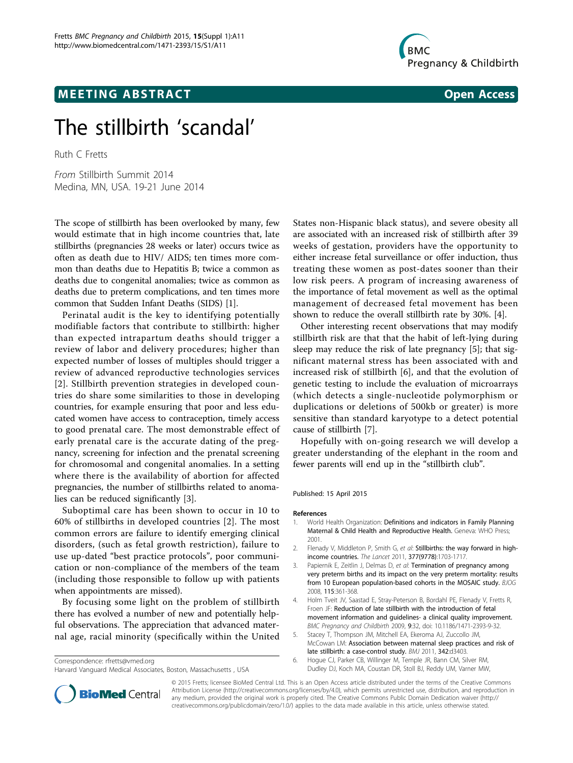MEETING ABSTRACT

Open Access

# The stillbirth 'scandal'

Ruth C Fretts

*From* Stillbirth Summit 2014
Medina, MN, USA. 19-21 June 2014

The scope of stillbirth has been overlooked by many, few would estimate that in high income countries that, late stillbirths (pregnancies 28 weeks or later) occurs twice as often as death due to HIV/ AIDS; ten times more common than deaths due to Hepatitis B; twice a common as deaths due to congenital anomalies; twice as common as deaths due to preterm complications, and ten times more common that Sudden Infant Deaths (SIDS) [1].

Perinatal audit is the key to identifying potentially modifiable factors that contribute to stillbirth: higher than expected intrapartum deaths should trigger a review of labor and delivery procedures; higher than expected number of losses of multiples should trigger a review of advanced reproductive technologies services [2]. Stillbirth prevention strategies in developed countries do share some similarities to those in developing countries, for example ensuring that poor and less educated women have access to contraception, timely access to good prenatal care. The most demonstrable effect of early prenatal care is the accurate dating of the pregnancy, screening for infection and the prenatal screening for chromosomal and congenital anomalies. In a setting where there is the availability of abortion for affected pregnancies, the number of stillbirths related to anomalies can be reduced significantly [3].

Suboptimal care has been shown to occur in 10 to 60% of stillbirths in developed countries [2]. The most common errors are failure to identify emerging clinical disorders, (such as fetal growth restriction), failure to use up-dated "best practice protocols", poor communication or non-compliance of the members of the team (including those responsible to follow up with patients when appointments are missed).

By focusing some light on the problem of stillbirth there has evolved a number of new and potentially helpful observations. The appreciation that advanced maternal age, racial minority (specifically within the United States non-Hispanic black status), and severe obesity all are associated with an increased risk of stillbirth after 39 weeks of gestation, providers have the opportunity to either increase fetal surveillance or offer induction, thus treating these women as post-dates sooner than their low risk peers. A program of increasing awareness of the importance of fetal movement as well as the optimal management of decreased fetal movement has been shown to reduce the overall stillbirth rate by 30%. [4].

Other interesting recent observations that may modify stillbirth risk are that that the habit of left-lying during sleep may reduce the risk of late pregnancy [5]; that significant maternal stress has been associated with and increased risk of stillbirth [6], and that the evolution of genetic testing to include the evaluation of microarrays (which detects a single-nucleotide polymorphism or duplications or deletions of 500kb or greater) is more sensitive than standard karyotype to a detect potential cause of stillbirth [7].

Hopefully with on-going research we will develop a greater understanding of the elephant in the room and fewer parents will end up in the "stillbirth club".

Published: 15 April 2015

## References

1. World Health Organization: **Definitions and indicators in Family Planning Maternal & Child Health and Reproductive Health.** Geneva: WHO Press; 2001.
2. Flenady V, Middleton P, Smith G, *et al*: **Stillbirths: the way forward in high-income countries.** *The Lancet* 2011, **377(9778)**:1703-1717.
3. Papiernik E, Zeitlin J, Delmas D, *et al*: **Termination of pregnancy among very preterm births and its impact on the very preterm mortality: results from 10 European population-based cohorts in the MOSAIC study.** *BJOG* 2008, **115**:361-368.
4. Holm Tveit JV, Saastad E, Stray-Peterson B, Bordahl PE, Flenady V, Fretts R, Froen JF: **Reduction of late stillbirth with the introduction of fetal movement information and guidelines- a clinical quality improvement.** *BMC Pregnancy and Childbirth* 2009, **9**:32, doi: 10.1186/1471-2393-9-32.
5. Stacey T, Thompson JM, Mitchell EA, Ekeroma AJ, Zuccollo JM, McCowan LM: **Association between maternal sleep practices and risk of late stillbirth: a case-control study.** *BMJ* 2011, **342**:d3403.
6. Hogue CJ, Parker CB, Willinger M, Temple JR, Bann CM, Silver RM, Dudley DJ, Koch MA, Coustan DR, Stoll BJ, Reddy UM, Varner MW,

Correspondence: rfretts@vmed.org
Harvard Vanguard Medical Associates, Boston, Massachusetts , USA

© 2015 Fretts; licensee BioMed Central Ltd. This is an Open Access article distributed under the terms of the Creative Commons Attribution License (http://creativecommons.org/licenses/by/4.0), which permits unrestricted use, distribution, and reproduction in any medium, provided the original work is properly cited. The Creative Commons Public Domain Dedication waiver (http://creativecommons.org/publicdomain/zero/1.0/) applies to the data made available in this article, unless otherwise stated.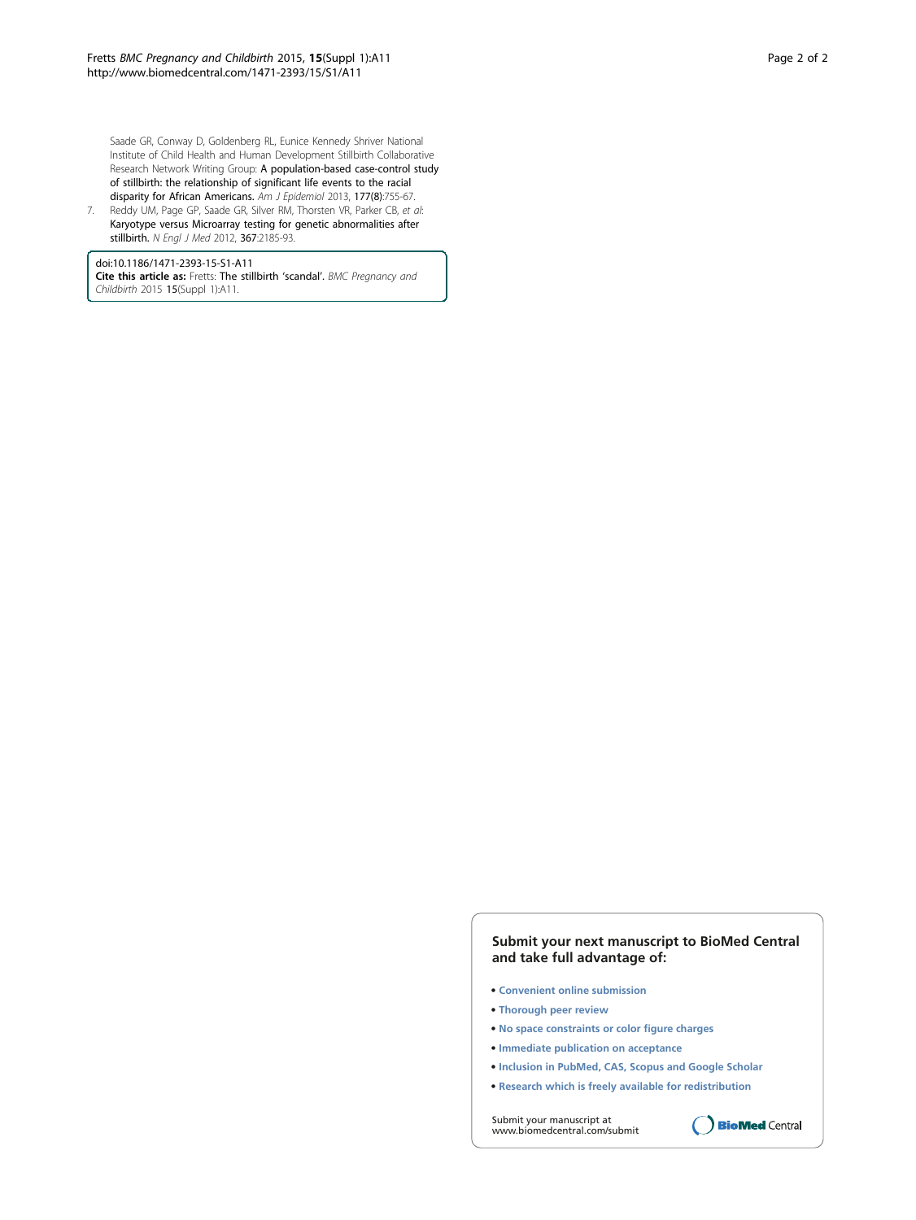Saade GR, Conway D, Goldenberg RL, Eunice Kennedy Shriver National Institute of Child Health and Human Development Stillbirth Collaborative Research Network Writing Group: **A population-based case-control study of stillbirth: the relationship of significant life events to the racial disparity for African Americans.** *Am J Epidemiol* 2013, **177(8)**:755-67.

7. Reddy UM, Page GP, Saade GR, Silver RM, Thorsten VR, Parker CB, *et al*: **Karyotype versus Microarray testing for genetic abnormalities after stillbirth.** *N Engl J Med* 2012, **367**:2185-93.

doi:10.1186/1471-2393-15-S1-A11
**Cite this article as:** Fretts: The stillbirth 'scandal'. *BMC Pregnancy and Childbirth* 2015 **15**(Suppl 1):A11.

**Submit your next manuscript to BioMed Central and take full advantage of:**

- **Convenient online submission**
- **Thorough peer review**
- **No space constraints or color figure charges**
- **Immediate publication on acceptance**
- **Inclusion in PubMed, CAS, Scopus and Google Scholar**
- **Research which is freely available for redistribution**

Submit your manuscript at
www.biomedcentral.com/submit

BioMed Central